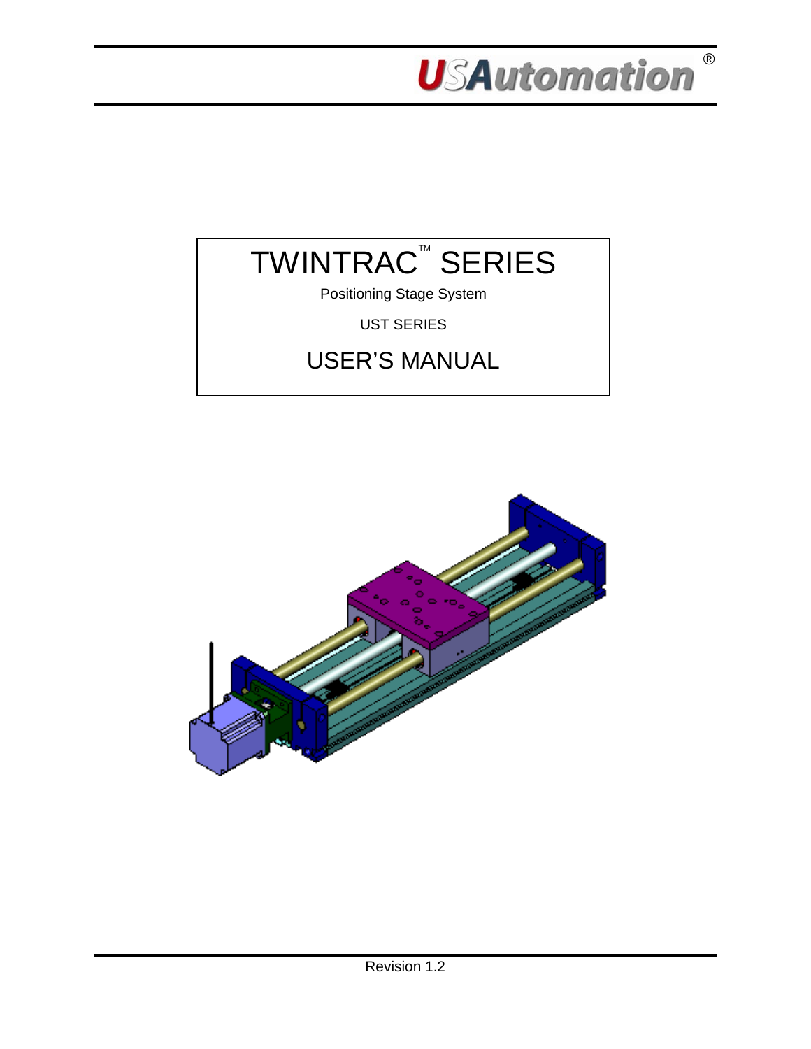USAutomation®

# TWINTRAC™ SERIES

Positioning Stage System

UST SERIES

## USER'S MANUAL

Revision 1.2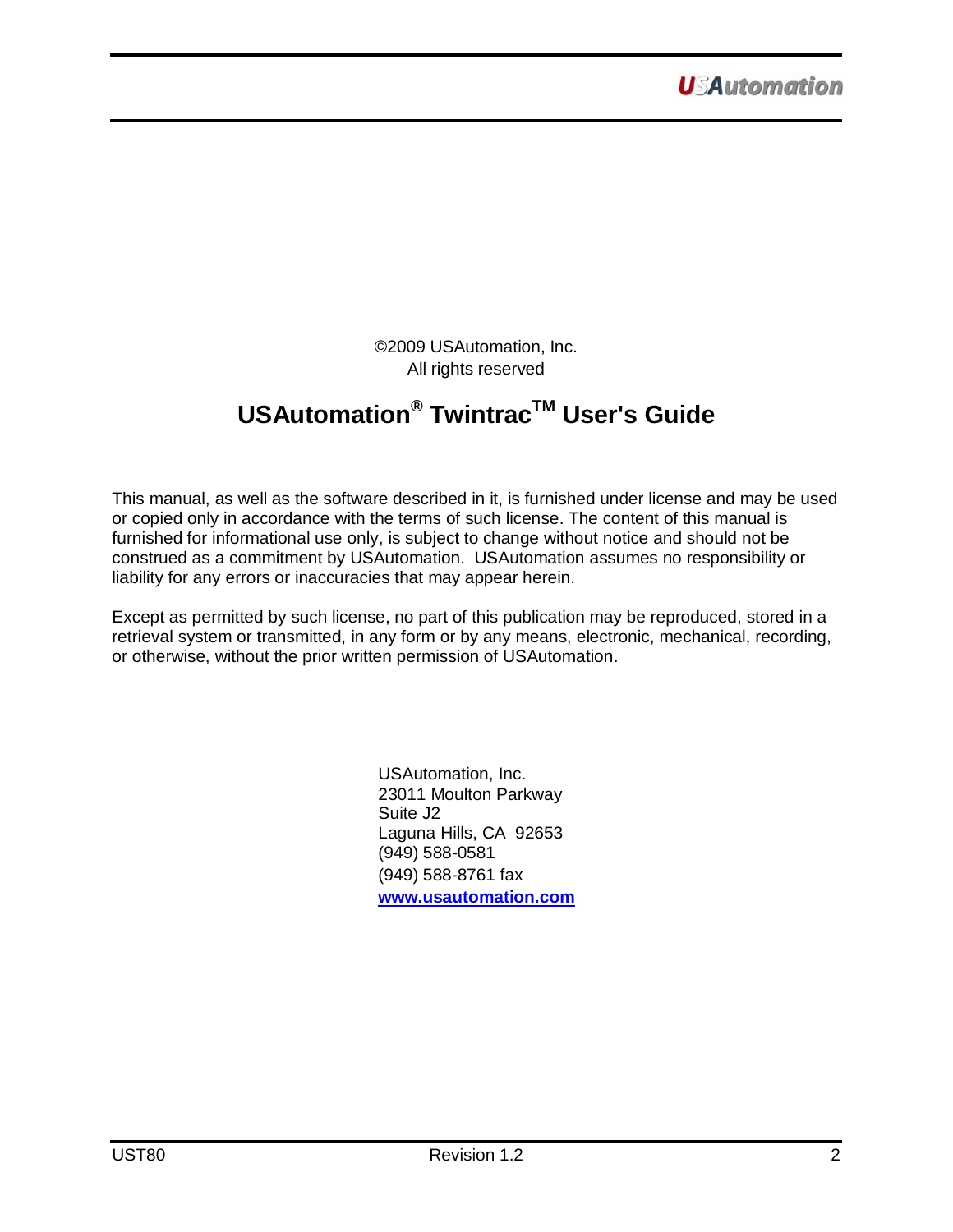©2009 USAutomation, Inc.
All rights reserved

# USAutomation® Twintrac™ User's Guide

This manual, as well as the software described in it, is furnished under license and may be used or copied only in accordance with the terms of such license. The content of this manual is furnished for informational use only, is subject to change without notice and should not be construed as a commitment by USAutomation. USAutomation assumes no responsibility or liability for any errors or inaccuracies that may appear herein.

Except as permitted by such license, no part of this publication may be reproduced, stored in a retrieval system or transmitted, in any form or by any means, electronic, mechanical, recording, or otherwise, without the prior written permission of USAutomation.

USAutomation, Inc.
23011 Moulton Parkway
Suite J2
Laguna Hills, CA 92653
(949) 588-0581
(949) 588-8761 fax
**www.usautomation.com**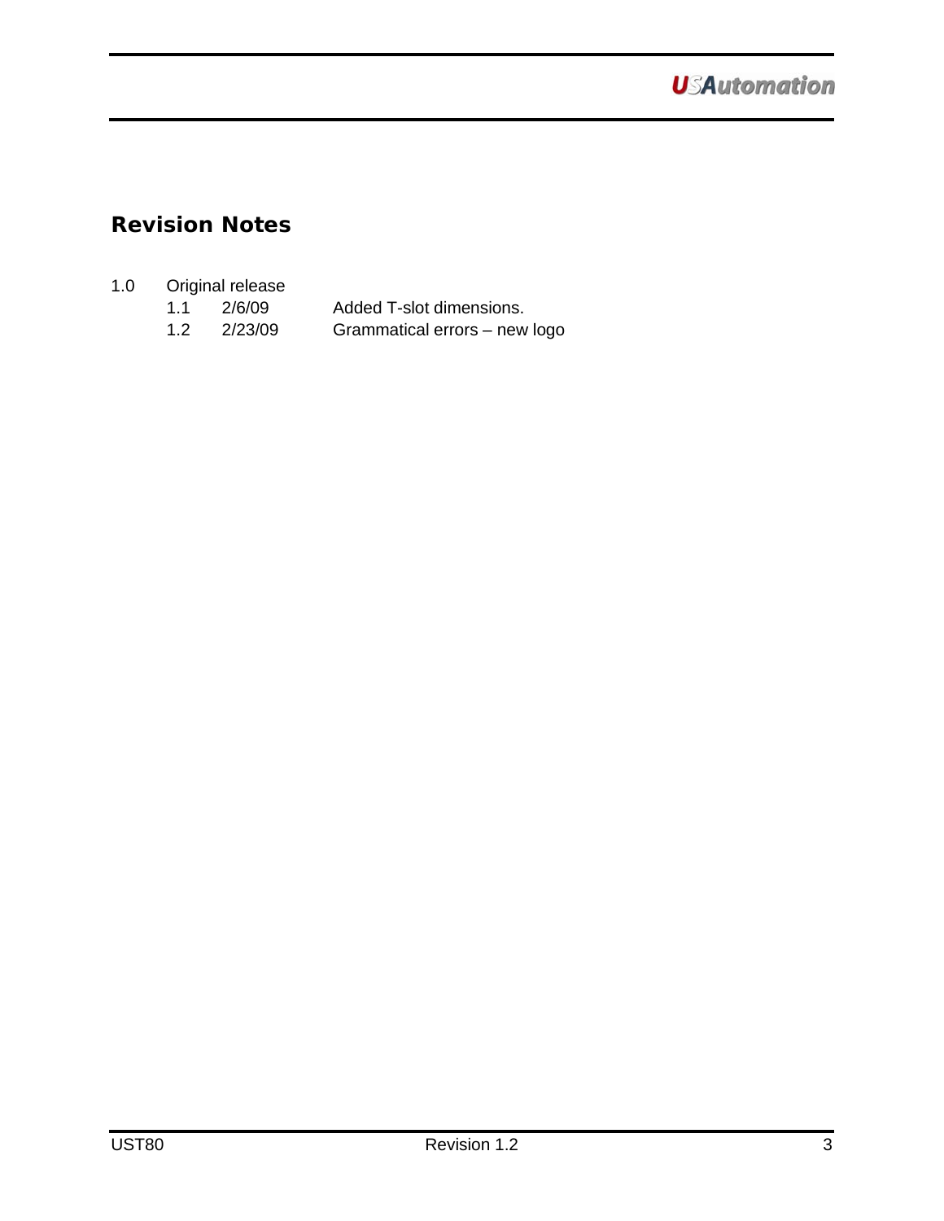## Revision Notes

1.0 Original release

| | | |
|---|---|---|
| 1.1 | 2/6/09 | Added T-slot dimensions. |
| 1.2 | 2/23/09 | Grammatical errors – new logo |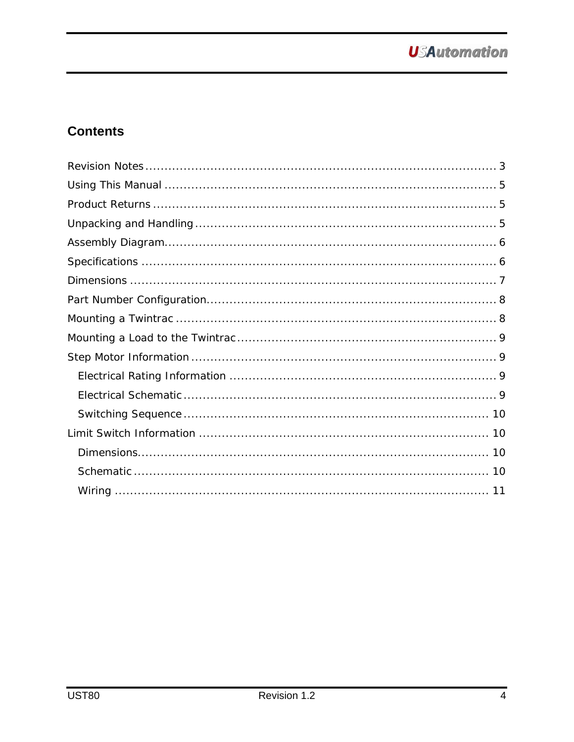## Contents

Revision Notes ............................................................................................ 3

Using This Manual ....................................................................................... 5

Product Returns .......................................................................................... 5

Unpacking and Handling ............................................................................... 5

Assembly Diagram........................................................................................ 6

Specifications .............................................................................................. 6

Dimensions .................................................................................................. 7

Part Number Configuration............................................................................ 8

Mounting a Twintrac ..................................................................................... 8

Mounting a Load to the Twintrac.................................................................... 9

Step Motor Information ................................................................................. 9

- Electrical Rating Information ...................................................................... 9
- Electrical Schematic .................................................................................. 9
- Switching Sequence ................................................................................ 10

Limit Switch Information ............................................................................ 10

- Dimensions............................................................................................. 10
- Schematic .............................................................................................. 10
- Wiring ................................................................................................... 11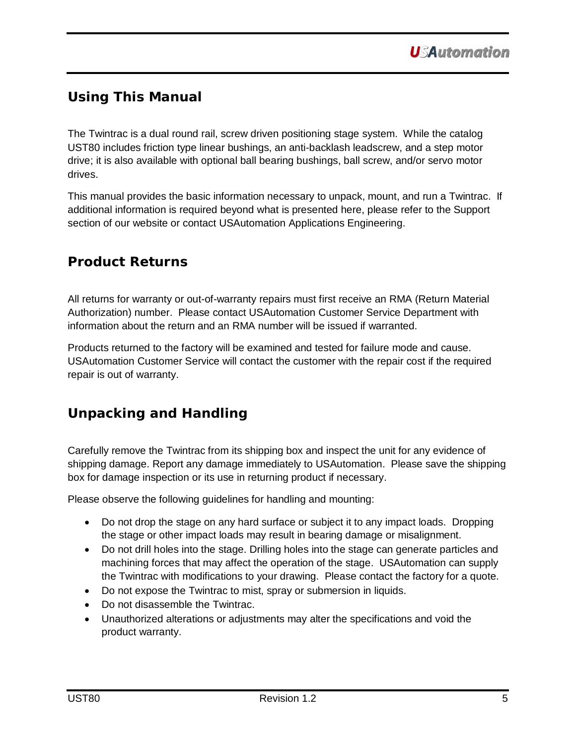## Using This Manual

The Twintrac is a dual round rail, screw driven positioning stage system. While the catalog UST80 includes friction type linear bushings, an anti-backlash leadscrew, and a step motor drive; it is also available with optional ball bearing bushings, ball screw, and/or servo motor drives.

This manual provides the basic information necessary to unpack, mount, and run a Twintrac. If additional information is required beyond what is presented here, please refer to the Support section of our website or contact USAutomation Applications Engineering.

## Product Returns

All returns for warranty or out-of-warranty repairs must first receive an RMA (Return Material Authorization) number. Please contact USAutomation Customer Service Department with information about the return and an RMA number will be issued if warranted.

Products returned to the factory will be examined and tested for failure mode and cause. USAutomation Customer Service will contact the customer with the repair cost if the required repair is out of warranty.

## Unpacking and Handling

Carefully remove the Twintrac from its shipping box and inspect the unit for any evidence of shipping damage. Report any damage immediately to USAutomation. Please save the shipping box for damage inspection or its use in returning product if necessary.

Please observe the following guidelines for handling and mounting:

- Do not drop the stage on any hard surface or subject it to any impact loads. Dropping the stage or other impact loads may result in bearing damage or misalignment.
- Do not drill holes into the stage. Drilling holes into the stage can generate particles and machining forces that may affect the operation of the stage. USAutomation can supply the Twintrac with modifications to your drawing. Please contact the factory for a quote.
- Do not expose the Twintrac to mist, spray or submersion in liquids.
- Do not disassemble the Twintrac.
- Unauthorized alterations or adjustments may alter the specifications and void the product warranty.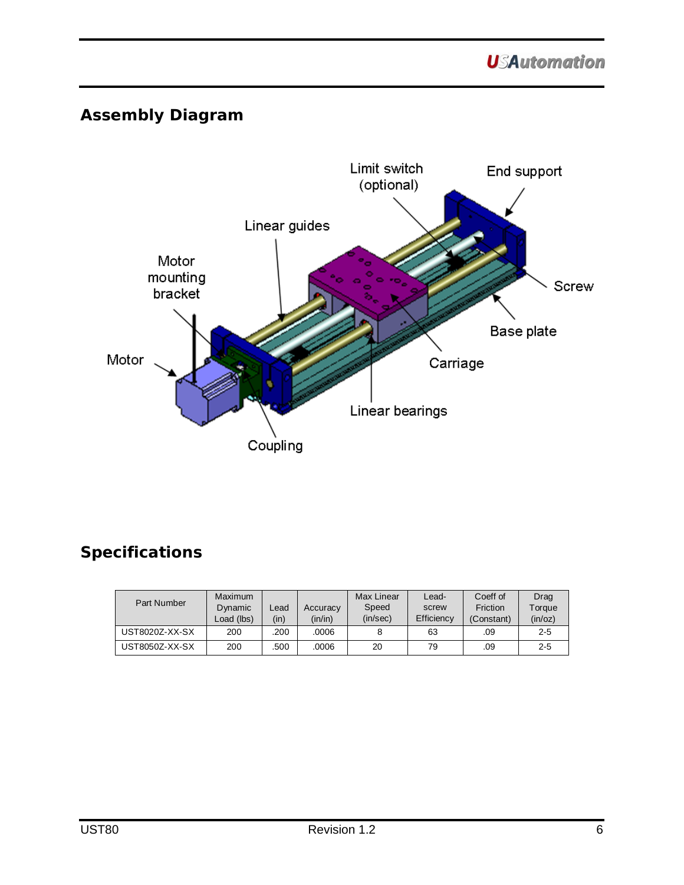## Assembly Diagram

## Specifications

| Part Number | Maximum Dynamic Load (lbs) | Lead (in) | Accuracy (in/in) | Max Linear Speed (in/sec) | Lead-screw Efficiency | Coeff of Friction (Constant) | Drag Torque (in/oz) |
|---|---|---|---|---|---|---|---|
| UST8020Z-XX-SX | 200 | .200 | .0006 | 8 | 63 | .09 | 2-5 |
| UST8050Z-XX-SX | 200 | .500 | .0006 | 20 | 79 | .09 | 2-5 |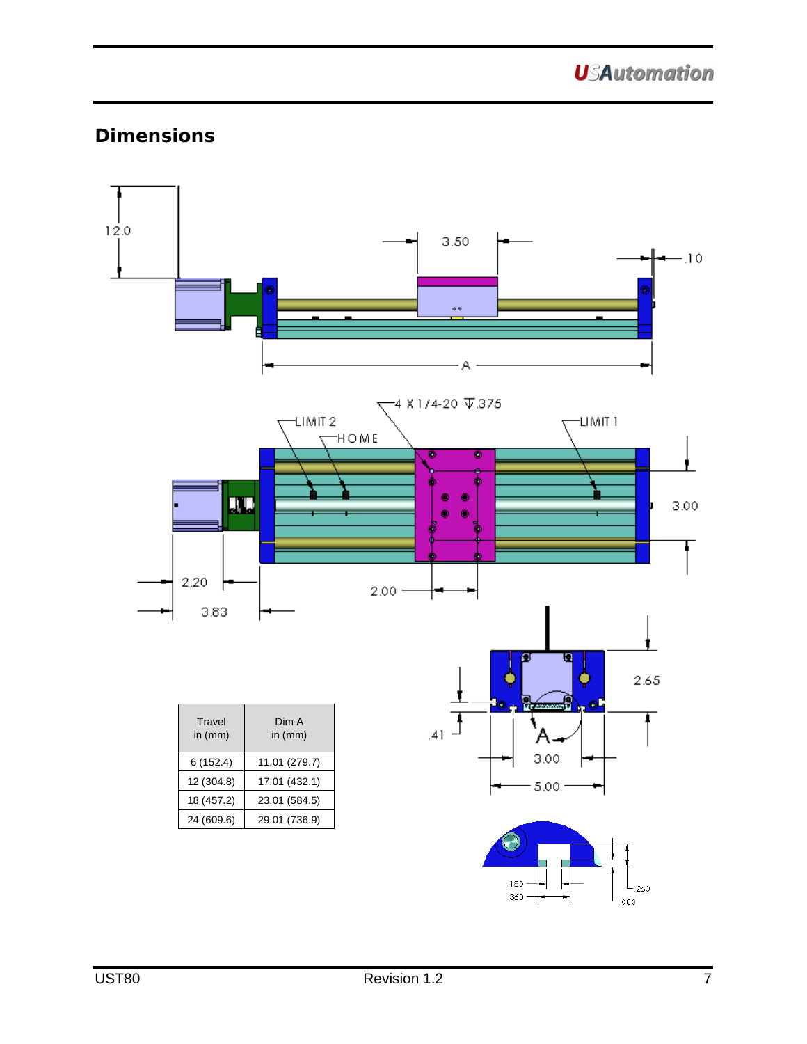## Dimensions

| Travel in (mm) | Dim A in (mm) |
|---|---|
| 6 (152.4) | 11.01 (279.7) |
| 12 (304.8) | 17.01 (432.1) |
| 18 (457.2) | 23.01 (584.5) |
| 24 (609.6) | 29.01 (736.9) |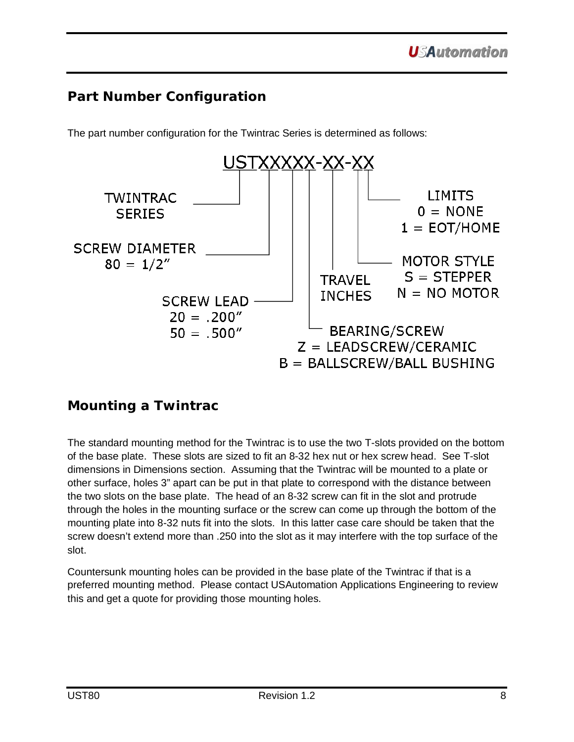## Part Number Configuration

The part number configuration for the Twintrac Series is determined as follows:

USTXXXXX-XX-XX

- TWINTRAC SERIES
- SCREW DIAMETER
  - 80 = 1/2"
- SCREW LEAD
  - 20 = .200"
  - 50 = .500"
- BEARING/SCREW
  - Z = LEADSCREW/CERAMIC
  - B = BALLSCREW/BALL BUSHING
- TRAVEL INCHES
- MOTOR STYLE
  - S = STEPPER
  - N = NO MOTOR
- LIMITS
  - 0 = NONE
  - 1 = EOT/HOME

## Mounting a Twintrac

The standard mounting method for the Twintrac is to use the two T-slots provided on the bottom of the base plate. These slots are sized to fit an 8-32 hex nut or hex screw head. See T-slot dimensions in Dimensions section. Assuming that the Twintrac will be mounted to a plate or other surface, holes 3" apart can be put in that plate to correspond with the distance between the two slots on the base plate. The head of an 8-32 screw can fit in the slot and protrude through the holes in the mounting surface or the screw can come up through the bottom of the mounting plate into 8-32 nuts fit into the slots. In this latter case care should be taken that the screw doesn't extend more than .250 into the slot as it may interfere with the top surface of the slot.

Countersunk mounting holes can be provided in the base plate of the Twintrac if that is a preferred mounting method. Please contact USAutomation Applications Engineering to review this and get a quote for providing those mounting holes.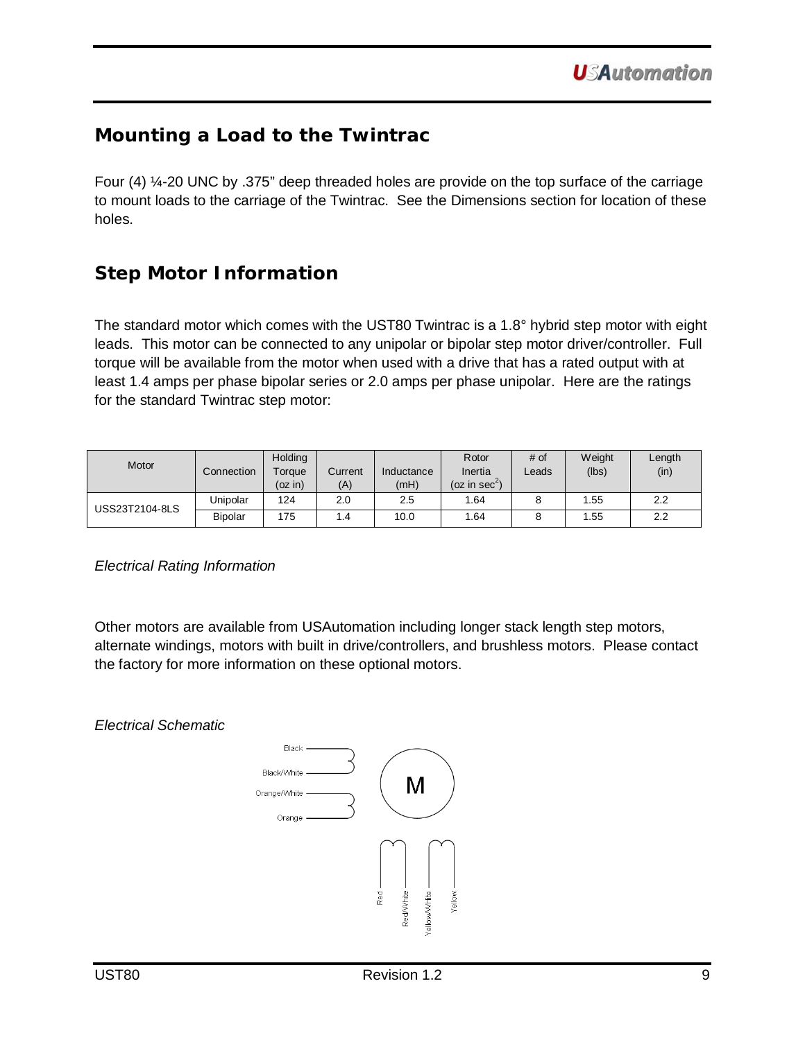## Mounting a Load to the Twintrac

Four (4) ¼-20 UNC by .375" deep threaded holes are provide on the top surface of the carriage to mount loads to the carriage of the Twintrac. See the Dimensions section for location of these holes.

## Step Motor Information

The standard motor which comes with the UST80 Twintrac is a 1.8° hybrid step motor with eight leads. This motor can be connected to any unipolar or bipolar step motor driver/controller. Full torque will be available from the motor when used with a drive that has a rated output with at least 1.4 amps per phase bipolar series or 2.0 amps per phase unipolar. Here are the ratings for the standard Twintrac step motor:

| Motor | Connection | Holding Torque (oz in) | Current (A) | Inductance (mH) | Rotor Inertia (oz in sec$^2$) | # of Leads | Weight (lbs) | Length (in) |
|---|---|---|---|---|---|---|---|---|
| USS23T2104-8LS | Unipolar | 124 | 2.0 | 2.5 | 1.64 | 8 | 1.55 | 2.2 |
| | Bipolar | 175 | 1.4 | 10.0 | 1.64 | 8 | 1.55 | 2.2 |

*Electrical Rating Information*

Other motors are available from USAutomation including longer stack length step motors, alternate windings, motors with built in drive/controllers, and brushless motors. Please contact the factory for more information on these optional motors.

*Electrical Schematic*

Black
Black/White
Orange/White
Orange
M
Red
Red/White
Yellow/White
Yellow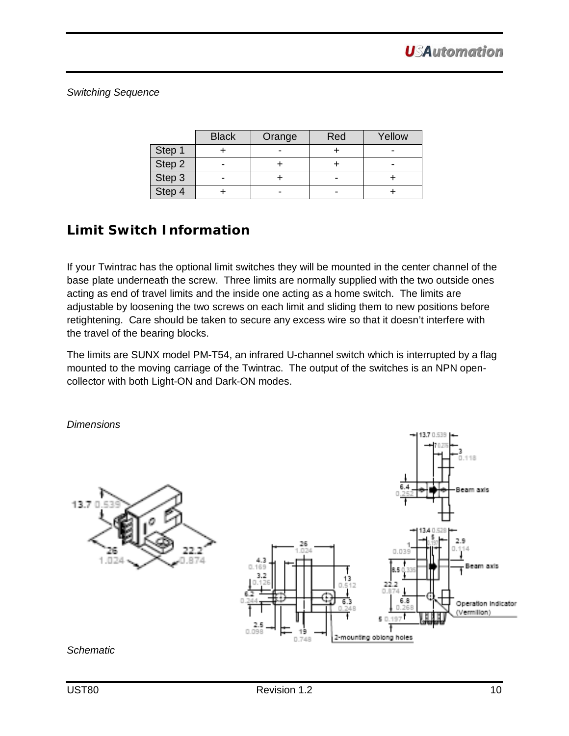*Switching Sequence*

| | Black | Orange | Red | Yellow |
|---|---|---|---|---|
| Step 1 | + | - | + | - |
| Step 2 | - | + | + | - |
| Step 3 | - | + | - | + |
| Step 4 | + | - | - | + |

## Limit Switch Information

If your Twintrac has the optional limit switches they will be mounted in the center channel of the base plate underneath the screw. Three limits are normally supplied with the two outside ones acting as end of travel limits and the inside one acting as a home switch. The limits are adjustable by loosening the two screws on each limit and sliding them to new positions before retightening. Care should be taken to secure any excess wire so that it doesn't interfere with the travel of the bearing blocks.

The limits are SUNX model PM-T54, an infrared U-channel switch which is interrupted by a flag mounted to the moving carriage of the Twintrac. The output of the switches is an NPN open-collector with both Light-ON and Dark-ON modes.

*Dimensions*

*Schematic*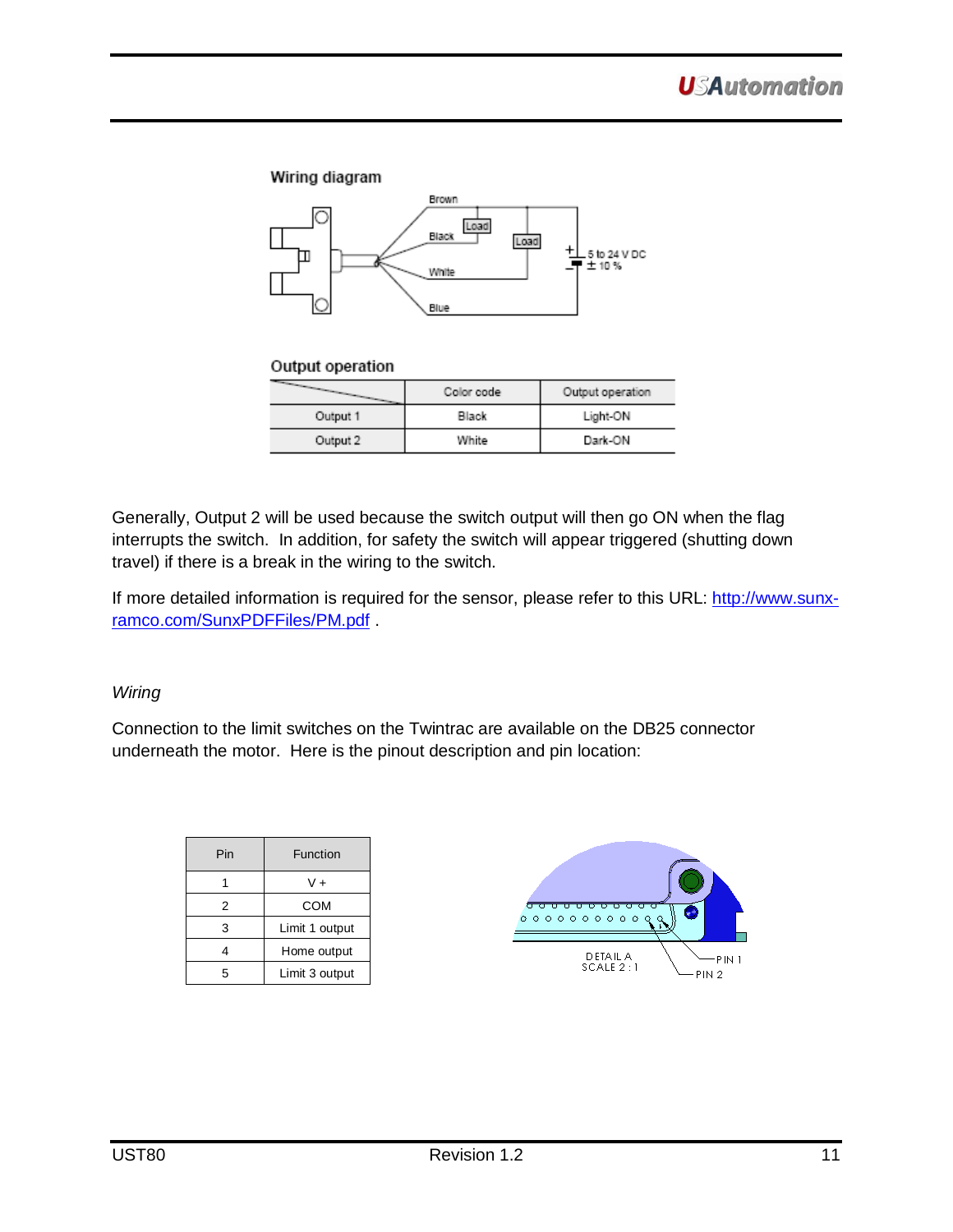Wiring diagram

Brown

Black

Load

Load

White

Blue

5 to 24 V DC
± 10 %

Output operation

| | Color code | Output operation |
|---|---|---|
| Output 1 | Black | Light-ON |
| Output 2 | White | Dark-ON |

Generally, Output 2 will be used because the switch output will then go ON when the flag interrupts the switch. In addition, for safety the switch will appear triggered (shutting down travel) if there is a break in the wiring to the switch.

If more detailed information is required for the sensor, please refer to this URL: http://www.sunx-ramco.com/SunxPDFFiles/PM.pdf .

*Wiring*

Connection to the limit switches on the Twintrac are available on the DB25 connector underneath the motor. Here is the pinout description and pin location:

| Pin | Function |
|---|---|
| 1 | V + |
| 2 | COM |
| 3 | Limit 1 output |
| 4 | Home output |
| 5 | Limit 3 output |

DETAIL A
SCALE 2 : 1

PIN 1

PIN 2